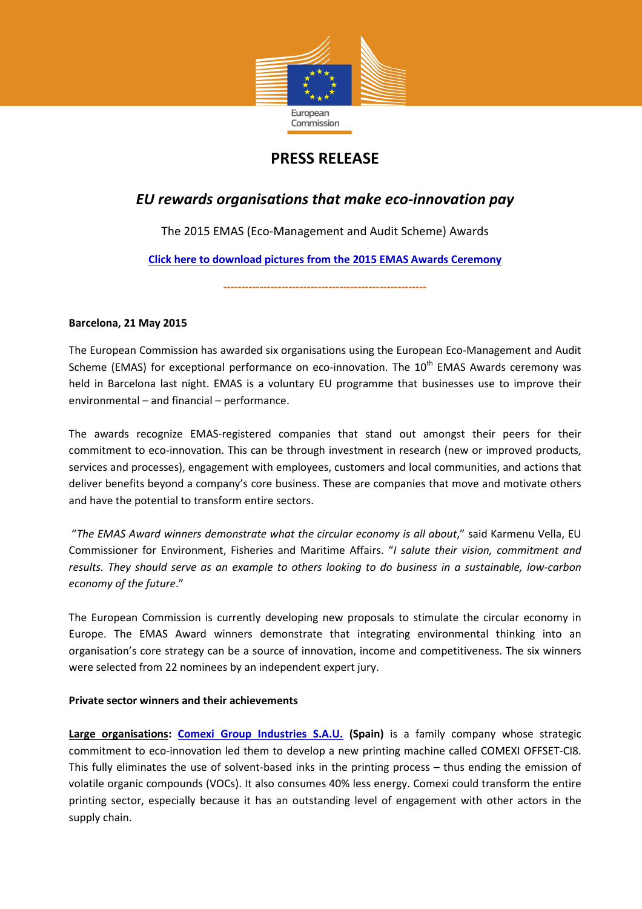European Commission

# PRESS RELEASE

## *EU rewards organisations that make eco-innovation pay*

The 2015 EMAS (Eco-Management and Audit Scheme) Awards

**[Click here to download pictures from the 2015 EMAS Awards Ceremony]()**

---

**Barcelona, 21 May 2015**

The European Commission has awarded six organisations using the European Eco-Management and Audit Scheme (EMAS) for exceptional performance on eco-innovation. The 10th EMAS Awards ceremony was held in Barcelona last night. EMAS is a voluntary EU programme that businesses use to improve their environmental – and financial – performance.

The awards recognize EMAS-registered companies that stand out amongst their peers for their commitment to eco-innovation. This can be through investment in research (new or improved products, services and processes), engagement with employees, customers and local communities, and actions that deliver benefits beyond a company's core business. These are companies that move and motivate others and have the potential to transform entire sectors.

"*The EMAS Award winners demonstrate what the circular economy is all about*," said Karmenu Vella, EU Commissioner for Environment, Fisheries and Maritime Affairs. "*I salute their vision, commitment and results. They should serve as an example to others looking to do business in a sustainable, low-carbon economy of the future*."

The European Commission is currently developing new proposals to stimulate the circular economy in Europe. The EMAS Award winners demonstrate that integrating environmental thinking into an organisation's core strategy can be a source of innovation, income and competitiveness. The six winners were selected from 22 nominees by an independent expert jury.

**Private sector winners and their achievements**

**Large organisations**: **[Comexi Group Industries S.A.U.]()** **(Spain)** is a family company whose strategic commitment to eco-innovation led them to develop a new printing machine called COMEXI OFFSET-CI8. This fully eliminates the use of solvent-based inks in the printing process – thus ending the emission of volatile organic compounds (VOCs). It also consumes 40% less energy. Comexi could transform the entire printing sector, especially because it has an outstanding level of engagement with other actors in the supply chain.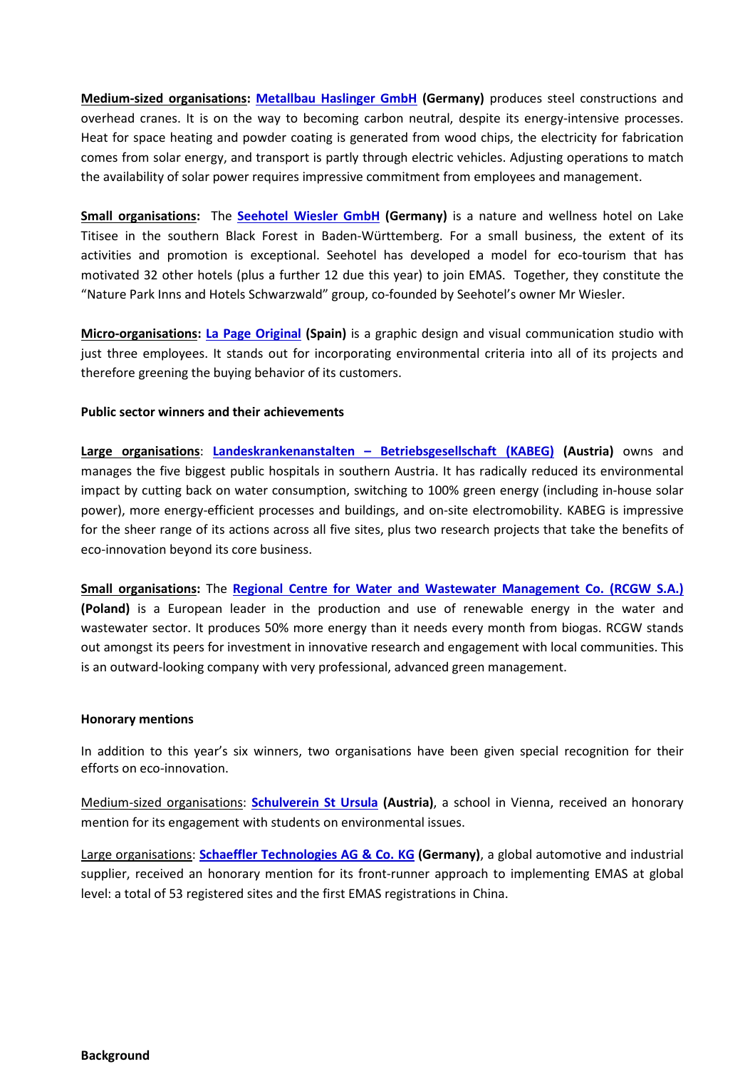**Medium-sized organisations: Metallbau Haslinger GmbH (Germany)** produces steel constructions and overhead cranes. It is on the way to becoming carbon neutral, despite its energy-intensive processes. Heat for space heating and powder coating is generated from wood chips, the electricity for fabrication comes from solar energy, and transport is partly through electric vehicles. Adjusting operations to match the availability of solar power requires impressive commitment from employees and management.

**Small organisations:** The **Seehotel Wiesler GmbH (Germany)** is a nature and wellness hotel on Lake Titisee in the southern Black Forest in Baden-Württemberg. For a small business, the extent of its activities and promotion is exceptional. Seehotel has developed a model for eco-tourism that has motivated 32 other hotels (plus a further 12 due this year) to join EMAS. Together, they constitute the "Nature Park Inns and Hotels Schwarzwald" group, co-founded by Seehotel's owner Mr Wiesler.

**Micro-organisations: La Page Original (Spain)** is a graphic design and visual communication studio with just three employees. It stands out for incorporating environmental criteria into all of its projects and therefore greening the buying behavior of its customers.

**Public sector winners and their achievements**

**Large organisations**: **Landeskrankenanstalten – Betriebsgesellschaft (KABEG) (Austria)** owns and manages the five biggest public hospitals in southern Austria. It has radically reduced its environmental impact by cutting back on water consumption, switching to 100% green energy (including in-house solar power), more energy-efficient processes and buildings, and on-site electromobility. KABEG is impressive for the sheer range of its actions across all five sites, plus two research projects that take the benefits of eco-innovation beyond its core business.

**Small organisations:** The **Regional Centre for Water and Wastewater Management Co. (RCGW S.A.) (Poland)** is a European leader in the production and use of renewable energy in the water and wastewater sector. It produces 50% more energy than it needs every month from biogas. RCGW stands out amongst its peers for investment in innovative research and engagement with local communities. This is an outward-looking company with very professional, advanced green management.

**Honorary mentions**

In addition to this year's six winners, two organisations have been given special recognition for their efforts on eco-innovation.

Medium-sized organisations: **Schulverein St Ursula (Austria)**, a school in Vienna, received an honorary mention for its engagement with students on environmental issues.

Large organisations: **Schaeffler Technologies AG & Co. KG (Germany)**, a global automotive and industrial supplier, received an honorary mention for its front-runner approach to implementing EMAS at global level: a total of 53 registered sites and the first EMAS registrations in China.

**Background**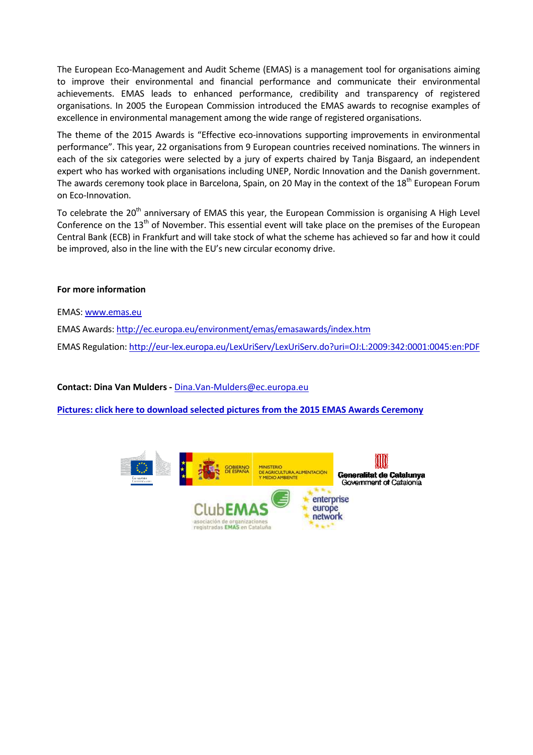The European Eco-Management and Audit Scheme (EMAS) is a management tool for organisations aiming to improve their environmental and financial performance and communicate their environmental achievements. EMAS leads to enhanced performance, credibility and transparency of registered organisations. In 2005 the European Commission introduced the EMAS awards to recognise examples of excellence in environmental management among the wide range of registered organisations.

The theme of the 2015 Awards is "Effective eco-innovations supporting improvements in environmental performance". This year, 22 organisations from 9 European countries received nominations. The winners in each of the six categories were selected by a jury of experts chaired by Tanja Bisgaard, an independent expert who has worked with organisations including UNEP, Nordic Innovation and the Danish government. The awards ceremony took place in Barcelona, Spain, on 20 May in the context of the 18th European Forum on Eco-Innovation.

To celebrate the 20th anniversary of EMAS this year, the European Commission is organising A High Level Conference on the 13th of November. This essential event will take place on the premises of the European Central Bank (ECB) in Frankfurt and will take stock of what the scheme has achieved so far and how it could be improved, also in the line with the EU's new circular economy drive.

**For more information**

EMAS: www.emas.eu

EMAS Awards: http://ec.europa.eu/environment/emas/emasawards/index.htm

EMAS Regulation: http://eur-lex.europa.eu/LexUriServ/LexUriServ.do?uri=OJ:L:2009:342:0001:0045:en:PDF

**Contact: Dina Van Mulders -** Dina.Van-Mulders@ec.europa.eu

**Pictures: click here to download selected pictures from the 2015 EMAS Awards Ceremony**